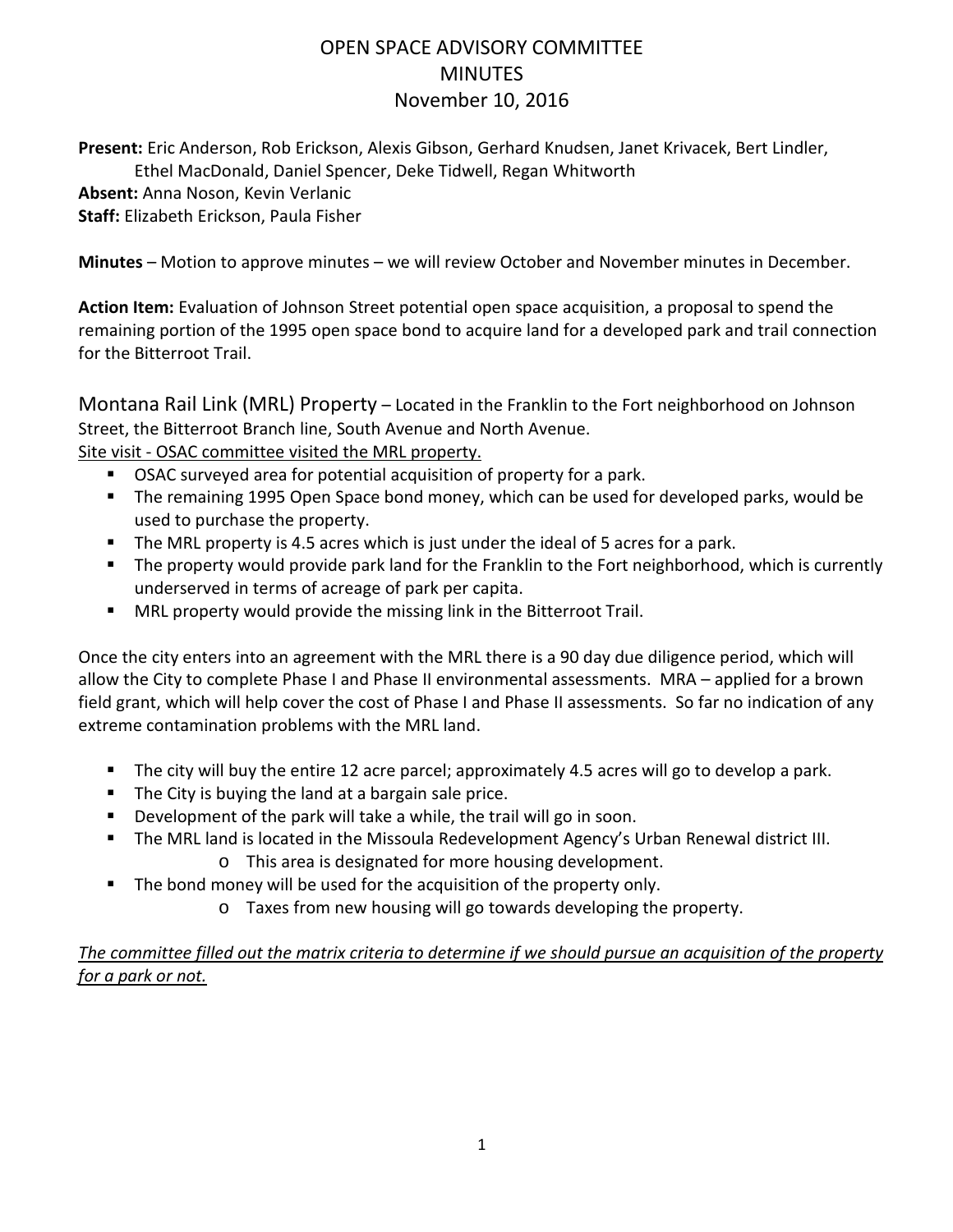# OPEN SPACE ADVISORY COMMITTEE
# MINUTES
## November 10, 2016

**Present:** Eric Anderson, Rob Erickson, Alexis Gibson, Gerhard Knudsen, Janet Krivacek, Bert Lindler, Ethel MacDonald, Daniel Spencer, Deke Tidwell, Regan Whitworth
**Absent:** Anna Noson, Kevin Verlanic
**Staff:** Elizabeth Erickson, Paula Fisher

**Minutes** – Motion to approve minutes – we will review October and November minutes in December.

**Action Item:** Evaluation of Johnson Street potential open space acquisition, a proposal to spend the remaining portion of the 1995 open space bond to acquire land for a developed park and trail connection for the Bitterroot Trail.

### Montana Rail Link (MRL) Property – Located in the Franklin to the Fort neighborhood on Johnson Street, the Bitterroot Branch line, South Avenue and North Avenue.

<u>Site visit - OSAC committee visited the MRL property.</u>

- OSAC surveyed area for potential acquisition of property for a park.
- The remaining 1995 Open Space bond money, which can be used for developed parks, would be used to purchase the property.
- The MRL property is 4.5 acres which is just under the ideal of 5 acres for a park.
- The property would provide park land for the Franklin to the Fort neighborhood, which is currently underserved in terms of acreage of park per capita.
- MRL property would provide the missing link in the Bitterroot Trail.

Once the city enters into an agreement with the MRL there is a 90 day due diligence period, which will allow the City to complete Phase I and Phase II environmental assessments. MRA – applied for a brown field grant, which will help cover the cost of Phase I and Phase II assessments. So far no indication of any extreme contamination problems with the MRL land.

- The city will buy the entire 12 acre parcel; approximately 4.5 acres will go to develop a park.
- The City is buying the land at a bargain sale price.
- Development of the park will take a while, the trail will go in soon.
- The MRL land is located in the Missoula Redevelopment Agency's Urban Renewal district III.
  - This area is designated for more housing development.
- The bond money will be used for the acquisition of the property only.
  - Taxes from new housing will go towards developing the property.

*<u>The committee filled out the matrix criteria to determine if we should pursue an acquisition of the property for a park or not.</u>*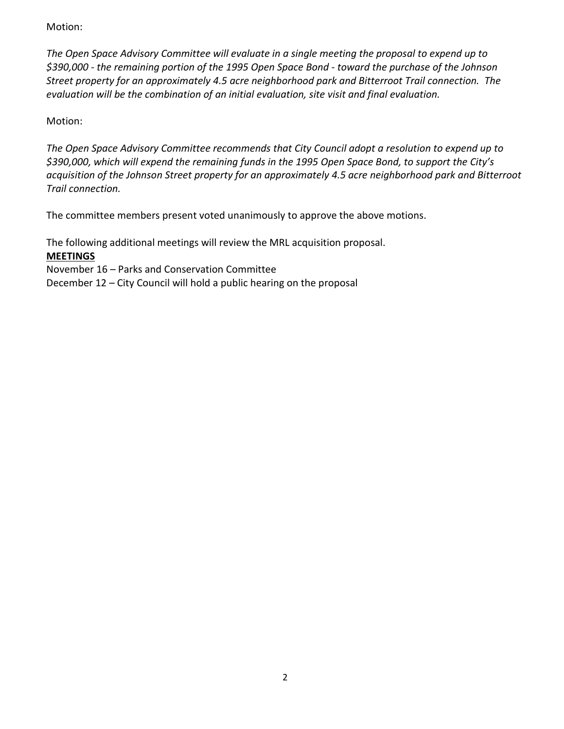Motion:

*The Open Space Advisory Committee will evaluate in a single meeting the proposal to expend up to $390,000 - the remaining portion of the 1995 Open Space Bond - toward the purchase of the Johnson Street property for an approximately 4.5 acre neighborhood park and Bitterroot Trail connection. The evaluation will be the combination of an initial evaluation, site visit and final evaluation.*

Motion:

*The Open Space Advisory Committee recommends that City Council adopt a resolution to expend up to $390,000, which will expend the remaining funds in the 1995 Open Space Bond, to support the City's acquisition of the Johnson Street property for an approximately 4.5 acre neighborhood park and Bitterroot Trail connection.*

The committee members present voted unanimously to approve the above motions.

The following additional meetings will review the MRL acquisition proposal.

**MEETINGS**

November 16 – Parks and Conservation Committee

December 12 – City Council will hold a public hearing on the proposal